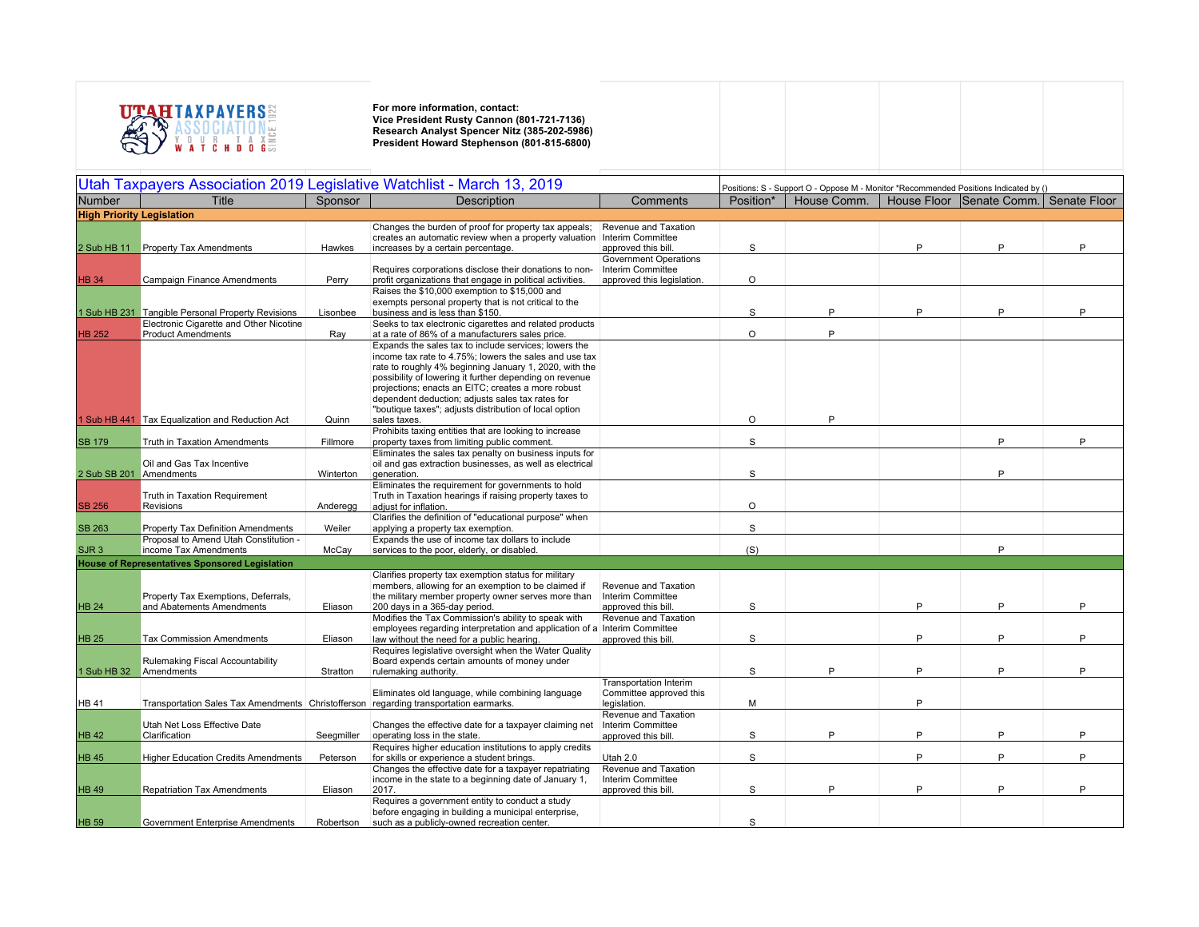For more information, contact:
**Vice President Rusty Cannon (801-721-7136)**
**Research Analyst Spencer Nitz (385-202-5986)**
**President Howard Stephenson (801-815-6800)**

## Utah Taxpayers Association 2019 Legislative Watchlist - March 13, 2019

Positions: S - Support O - Oppose M - Monitor *Recommended Positions Indicated by ()

| Number | Title | Sponsor | Description | Comments | Position* | House Comm. | House Floor | Senate Comm. | Senate Floor |
|---|---|---|---|---|---|---|---|---|---|
| **High Priority Legislation** | | | | | | | | | |
| 2 Sub HB 11 | Property Tax Amendments | Hawkes | Changes the burden of proof for property tax appeals; creates an automatic review when a property valuation increases by a certain percentage. | Revenue and Taxation Interim Committee approved this bill. | S | | P | P | P |
| HB 34 | Campaign Finance Amendments | Perry | Requires corporations disclose their donations to non-profit organizations that engage in political activities. | Government Operations Interim Committee approved this legislation. | O | | | | |
| 1 Sub HB 231 | Tangible Personal Property Revisions | Lisonbee | Raises the $10,000 exemption to $15,000 and exempts personal property that is not critical to the business and is less than $150. | | S | P | P | P | P |
| HB 252 | Electronic Cigarette and Other Nicotine Product Amendments | Ray | Seeks to tax electronic cigarettes and related products at a rate of 86% of a manufacturers sales price. | | O | P | | | |
| 1 Sub HB 441 | Tax Equalization and Reduction Act | Quinn | Expands the sales tax to include services; lowers the income tax rate to 4.75%; lowers the sales and use tax rate to roughly 4% beginning January 1, 2020, with the possibility of lowering it further depending on revenue projections; enacts an EITC; creates a more robust dependent deduction; adjusts sales tax rates for "boutique taxes"; adjusts distribution of local option sales taxes. | | O | P | | | |
| SB 179 | Truth in Taxation Amendments | Fillmore | Prohibits taxing entities that are looking to increase property taxes from limiting public comment. | | S | | | P | P |
| 2 Sub SB 201 | Oil and Gas Tax Incentive Amendments | Winterton | Eliminates the sales tax penalty on business inputs for oil and gas extraction businesses, as well as electrical generation. | | S | | | P | |
| SB 256 | Truth in Taxation Requirement Revisions | Anderegg | Eliminates the requirement for governments to hold Truth in Taxation hearings if raising property taxes to adjust for inflation. | | O | | | | |
| SB 263 | Property Tax Definition Amendments | Weiler | Clarifies the definition of "educational purpose" when applying a property tax exemption. | | S | | | | |
| SJR 3 | Proposal to Amend Utah Constitution - income Tax Amendments | McCay | Expands the use of income tax dollars to include services to the poor, elderly, or disabled. | | (S) | | | P | |
| **House of Representatives Sponsored Legislation** | | | | | | | | | |
| HB 24 | Property Tax Exemptions, Deferrals, and Abatements Amendments | Eliason | Clarifies property tax exemption status for military members, allowing for an exemption to be claimed if the military member property owner serves more than 200 days in a 365-day period. | Revenue and Taxation Interim Committee approved this bill. | S | | P | P | P |
| HB 25 | Tax Commission Amendments | Eliason | Modifies the Tax Commission's ability to speak with employees regarding interpretation and application of a law without the need for a public hearing. | Revenue and Taxation Interim Committee approved this bill. | S | | P | P | P |
| 1 Sub HB 32 | Rulemaking Fiscal Accountability Amendments | Stratton | Requires legislative oversight when the Water Quality Board expends certain amounts of money under rulemaking authority. | | S | P | P | P | P |
| HB 41 | Transportation Sales Tax Amendments | Christofferson | Eliminates old language, while combining language regarding transportation earmarks. | Transportation Interim Committee approved this legislation. | M | | P | | |
| HB 42 | Utah Net Loss Effective Date Clarification | Seegmiller | Changes the effective date for a taxpayer claiming net operating loss in the state. | Revenue and Taxation Interim Committee approved this bill. | S | P | P | P | P |
| HB 45 | Higher Education Credits Amendments | Peterson | Requires higher education institutions to apply credits for skills or experience a student brings. | Utah 2.0 | S | | P | P | P |
| HB 49 | Repatriation Tax Amendments | Eliason | Changes the effective date for a taxpayer repatriating income in the state to a beginning date of January 1, 2017. | Revenue and Taxation Interim Committee approved this bill. | S | P | P | P | P |
| HB 59 | Government Enterprise Amendments | Robertson | Requires a government entity to conduct a study before engaging in building a municipal enterprise, such as a publicly-owned recreation center. | | S | | | | |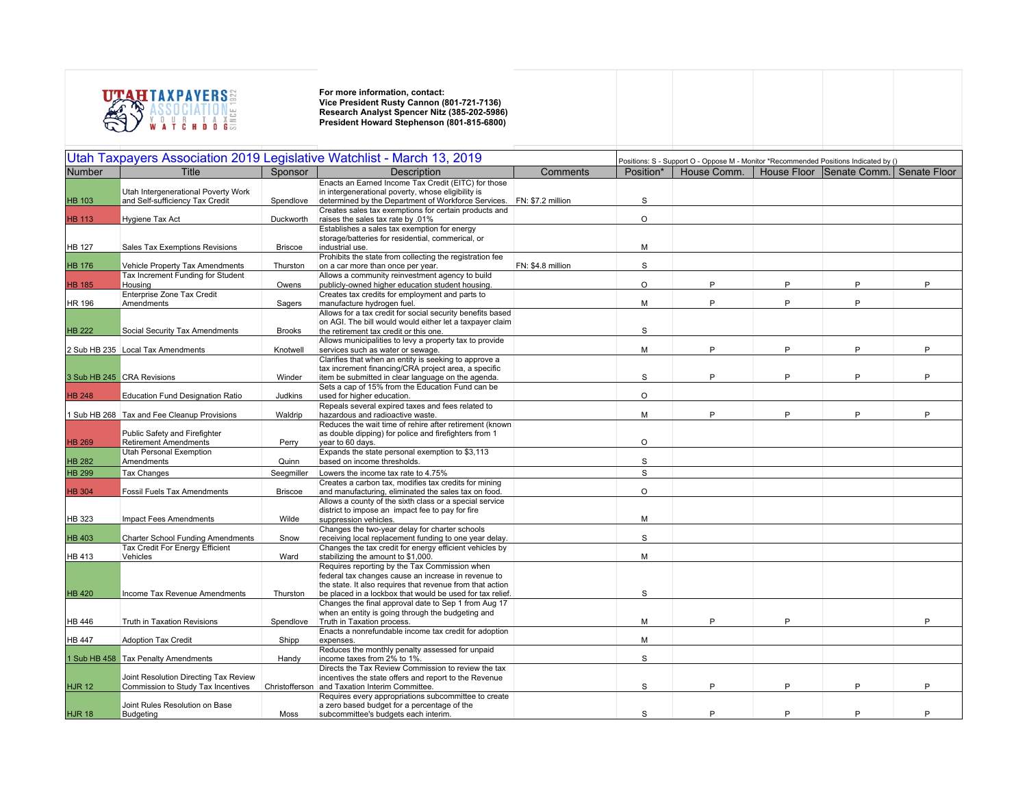**For more information, contact:**
**Vice President Rusty Cannon (801-721-7136)**
**Research Analyst Spencer Nitz (385-202-5986)**
**President Howard Stephenson (801-815-6800)**

## Utah Taxpayers Association 2019 Legislative Watchlist - March 13, 2019

Positions: S - Support O - Oppose M - Monitor *Recommended Positions Indicated by ()

| Number | Title | Sponsor | Description | Comments | Position* | House Comm. | House Floor | Senate Comm. | Senate Floor |
|---|---|---|---|---|---|---|---|---|---|
| HB 103 | Utah Intergenerational Poverty Work and Self-sufficiency Tax Credit | Spendlove | Enacts an Earned Income Tax Credit (EITC) for those in intergenerational poverty, whose eligibility is determined by the Department of Workforce Services. | FN: $7.2 million | S | | | | |
| HB 113 | Hygiene Tax Act | Duckworth | Creates sales tax exemptions for certain products and raises the sales tax rate by .01% | | O | | | | |
| HB 127 | Sales Tax Exemptions Revisions | Briscoe | Establishes a sales tax exemption for energy storage/batteries for residential, commerical, or industrial use. | | M | | | | |
| HB 176 | Vehicle Property Tax Amendments | Thurston | Prohibits the state from collecting the registration fee on a car more than once per year. | FN: $4.8 million | S | | | | |
| HB 185 | Tax Increment Funding for Student Housing | Owens | Allows a community reinvestment agency to build publicly-owned higher education student housing. | | O | P | P | P | P |
| HR 196 | Enterprise Zone Tax Credit Amendments | Sagers | Creates tax credits for employment and parts to manufacture hydrogen fuel. | | M | P | P | P | |
| HB 222 | Social Security Tax Amendments | Brooks | Allows for a tax credit for social security benefits based on AGI. The bill would would either let a taxpayer claim the retirement tax credit or this one. | | S | | | | |
| 2 Sub HB 235 | Local Tax Amendments | Knotwell | Allows municipalities to levy a property tax to provide services such as water or sewage. | | M | P | P | P | P |
| 3 Sub HB 245 | CRA Revisions | Winder | Clarifies that when an entity is seeking to approve a tax increment financing/CRA project area, a specific item be submitted in clear language on the agenda. | | S | P | P | P | P |
| HB 248 | Education Fund Designation Ratio | Judkins | Sets a cap of 15% from the Education Fund can be used for higher education. | | O | | | | |
| 1 Sub HB 268 | Tax and Fee Cleanup Provisions | Waldrip | Repeals several expired taxes and fees related to hazardous and radioactive waste. | | M | P | P | P | P |
| HB 269 | Public Safety and Firefighter Retirement Amendments | Perry | Reduces the wait time of rehire after retirement (known as double dipping) for police and firefighters from 1 year to 60 days. | | O | | | | |
| HB 282 | Utah Personal Exemption Amendments | Quinn | Expands the state personal exemption to $3,113 based on income thresholds. | | S | | | | |
| HB 299 | Tax Changes | Seegmiller | Lowers the income tax rate to 4.75% | | S | | | | |
| HB 304 | Fossil Fuels Tax Amendments | Briscoe | Creates a carbon tax, modifies tax credits for mining and manufacturing, eliminated the sales tax on food. | | O | | | | |
| HB 323 | Impact Fees Amendments | Wilde | Allows a county of the sixth class or a special service district to impose an impact fee to pay for fire suppression vehicles. | | M | | | | |
| HB 403 | Charter School Funding Amendments | Snow | Changes the two-year delay for charter schools receiving local replacement funding to one year delay. | | S | | | | |
| HB 413 | Tax Credit For Energy Efficient Vehicles | Ward | Changes the tax credit for energy efficient vehicles by stabilizing the amount to $1,000. | | M | | | | |
| HB 420 | Income Tax Revenue Amendments | Thurston | Requires reporting by the Tax Commission when federal tax changes cause an increase in revenue to the state. It also requires that revenue from that action be placed in a lockbox that would be used for tax relief. | | S | | | | |
| HB 446 | Truth in Taxation Revisions | Spendlove | Changes the final approval date to Sep 1 from Aug 17 when an entity is going through the budgeting and Truth in Taxation process. | | M | P | P | | P |
| HB 447 | Adoption Tax Credit | Shipp | Enacts a nonrefundable income tax credit for adoption expenses. | | M | | | | |
| 1 Sub HB 458 | Tax Penalty Amendments | Handy | Reduces the monthly penalty assessed for unpaid income taxes from 2% to 1%. | | S | | | | |
| HJR 12 | Joint Resolution Directing Tax Review Commission to Study Tax Incentives | Christofferson | Directs the Tax Review Commission to review the tax incentives the state offers and report to the Revenue and Taxation Interim Committee. | | S | P | P | P | P |
| HJR 18 | Joint Rules Resolution on Base Budgeting | Moss | Requires every appropriations subcommittee to create a zero based budget for a percentage of the subcommittee's budgets each interim. | | S | P | P | P | P |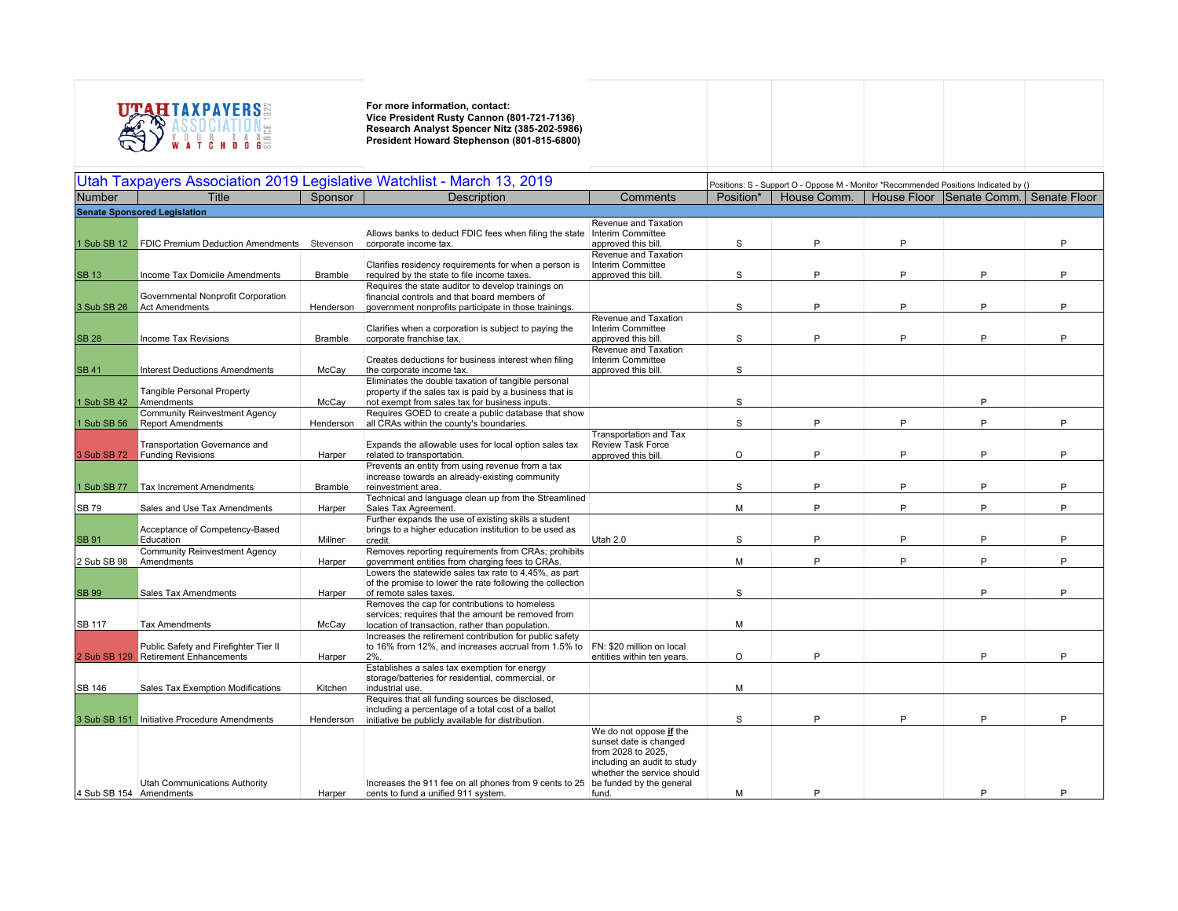For more information, contact:
**Vice President Rusty Cannon (801-721-7136)**
**Research Analyst Spencer Nitz (385-202-5986)**
**President Howard Stephenson (801-815-6800)**

## Utah Taxpayers Association 2019 Legislative Watchlist - March 13, 2019

Positions: S - Support O - Oppose M - Monitor *Recommended Positions Indicated by ()

| Number | Title | Sponsor | Description | Comments | Position* | House Comm. | House Floor | Senate Comm. | Senate Floor |
|---|---|---|---|---|---|---|---|---|---|
| **Senate Sponsored Legislation** | | | | | | | | | |
| 1 Sub SB 12 | FDIC Premium Deduction Amendments | Stevenson | Allows banks to deduct FDIC fees when filing the state corporate income tax. | Revenue and Taxation Interim Committee approved this bill. | S | P | P | | P |
| SB 13 | Income Tax Domicile Amendments | Bramble | Clarifies residency requirements for when a person is required by the state to file income taxes. | Revenue and Taxation Interim Committee approved this bill. | S | P | P | P | P |
| 3 Sub SB 26 | Governmental Nonprofit Corporation Act Amendments | Henderson | Requires the state auditor to develop trainings on financial controls and that board members of government nonprofits participate in those trainings. | | S | P | P | P | P |
| SB 28 | Income Tax Revisions | Bramble | Clarifies when a corporation is subject to paying the corporate franchise tax. | Revenue and Taxation Interim Committee approved this bill. | S | P | P | P | P |
| SB 41 | Interest Deductions Amendments | McCay | Creates deductions for business interest when filing the corporate income tax. | Revenue and Taxation Interim Committee approved this bill. | S | | | | |
| 1 Sub SB 42 | Tangible Personal Property Amendments | McCay | Eliminates the double taxation of tangible personal property if the sales tax is paid by a business that is not exempt from sales tax for business inputs. | | S | | | P | |
| 1 Sub SB 56 | Community Reinvestment Agency Report Amendments | Henderson | Requires GOED to create a public database that show all CRAs within the county's boundaries. | | S | P | P | P | P |
| 3 Sub SB 72 | Transportation Governance and Funding Revisions | Harper | Expands the allowable uses for local option sales tax related to transportation. | Transportation and Tax Review Task Force approved this bill. | O | P | P | P | P |
| 1 Sub SB 77 | Tax Increment Amendments | Bramble | Prevents an entity from using revenue from a tax increase towards an already-existing community reinvestment area. | | S | P | P | P | P |
| SB 79 | Sales and Use Tax Amendments | Harper | Technical and language clean up from the Streamlined Sales Tax Agreement. | | M | P | P | P | P |
| SB 91 | Acceptance of Competency-Based Education | Millner | Further expands the use of existing skills a student brings to a higher education institution to be used as credit. | Utah 2.0 | S | P | P | P | P |
| 2 Sub SB 98 | Community Reinvestment Agency Amendments | Harper | Removes reporting requirements from CRAs; prohibits government entities from charging fees to CRAs. | | M | P | P | P | P |
| SB 99 | Sales Tax Amendments | Harper | Lowers the statewide sales tax rate to 4.45%, as part of the promise to lower the rate following the collection of remote sales taxes. | | S | | | P | P |
| SB 117 | Tax Amendments | McCay | Removes the cap for contributions to homeless services; requires that the amount be removed from location of transaction, rather than population. | | M | | | | |
| 2 Sub SB 129 | Public Safety and Firefighter Tier II Retirement Enhancements | Harper | Increases the retirement contribution for public safety to 16% from 12%, and increases accrual from 1.5% to 2%. | FN: $20 million on local entities within ten years. | O | P | | P | P |
| SB 146 | Sales Tax Exemption Modifications | Kitchen | Establishes a sales tax exemption for energy storage/batteries for residential, commercial, or industrial use. | | M | | | | |
| 3 Sub SB 151 | Initiative Procedure Amendments | Henderson | Requires that all funding sources be disclosed, including a percentage of a total cost of a ballot initiative be publicly available for distribution. | | S | P | P | P | P |
| 4 Sub SB 154 | Utah Communications Authority Amendments | Harper | Increases the 911 fee on all phones from 9 cents to 25 cents to fund a unified 911 system. | We do not oppose ***if*** the sunset date is changed from 2028 to 2025, including an audit to study whether the service should be funded by the general fund. | M | P | | P | P |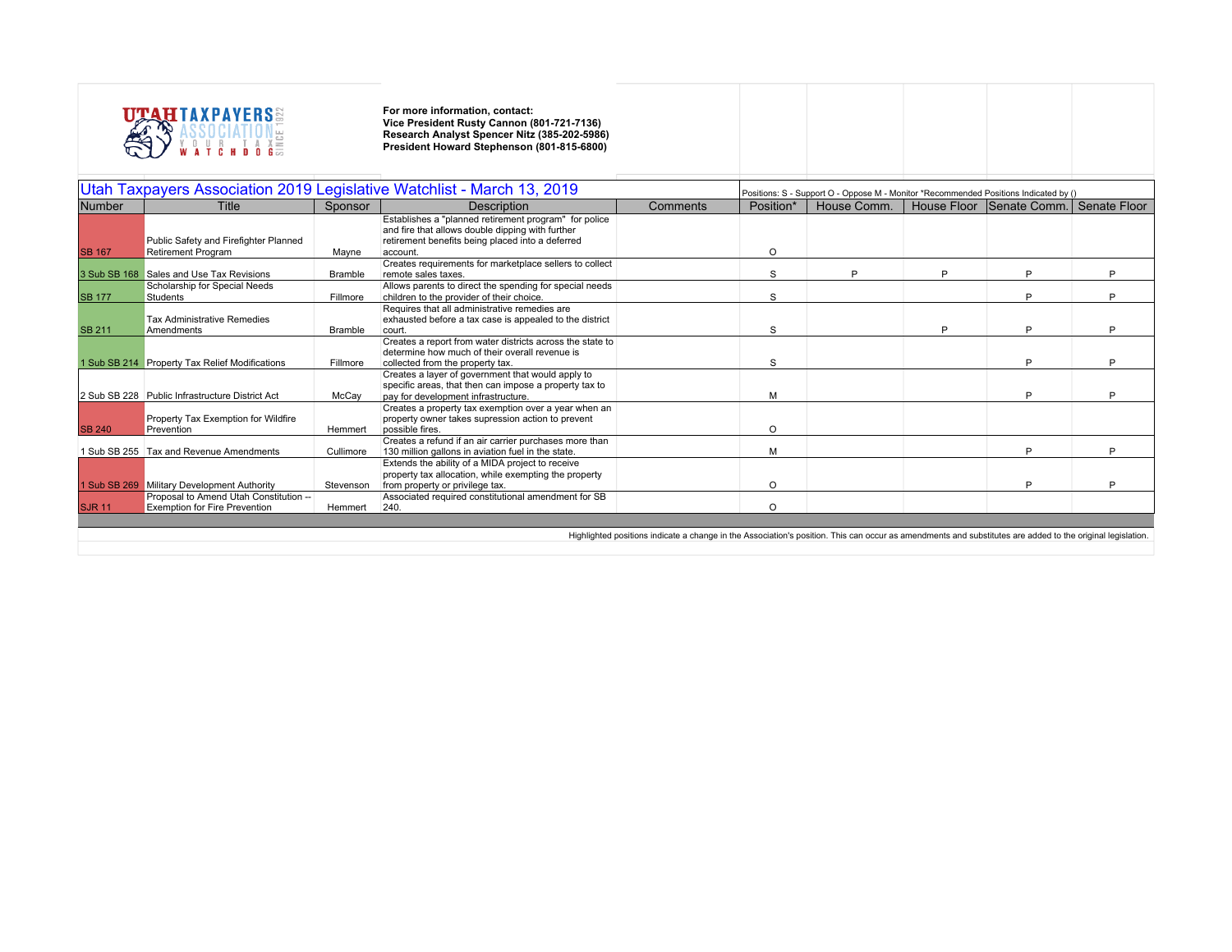For more information, contact:
**Vice President Rusty Cannon (801-721-7136)**
**Research Analyst Spencer Nitz (385-202-5986)**
**President Howard Stephenson (801-815-6800)**

## Utah Taxpayers Association 2019 Legislative Watchlist - March 13, 2019

Positions: S - Support O - Oppose M - Monitor *Recommended Positions Indicated by ()

| Number | Title | Sponsor | Description | Comments | Position* | House Comm. | House Floor | Senate Comm. | Senate Floor |
|---|---|---|---|---|---|---|---|---|---|
| SB 167 | Public Safety and Firefighter Planned Retirement Program | Mayne | Establishes a "planned retirement program" for police and fire that allows double dipping with further retirement benefits being placed into a deferred account. | | O | | | | |
| 3 Sub SB 168 | Sales and Use Tax Revisions | Bramble | Creates requirements for marketplace sellers to collect remote sales taxes. | | S | P | P | P | P |
| SB 177 | Scholarship for Special Needs Students | Fillmore | Allows parents to direct the spending for special needs children to the provider of their choice. | | S | | | P | P |
| SB 211 | Tax Administrative Remedies Amendments | Bramble | Requires that all administrative remedies are exhausted before a tax case is appealed to the district court. | | S | | P | P | P |
| 1 Sub SB 214 | Property Tax Relief Modifications | Fillmore | Creates a report from water districts across the state to determine how much of their overall revenue is collected from the property tax. | | S | | | P | P |
| 2 Sub SB 228 | Public Infrastructure District Act | McCay | Creates a layer of government that would apply to specific areas, that then can impose a property tax to pay for development infrastructure. | | M | | | P | P |
| SB 240 | Property Tax Exemption for Wildfire Prevention | Hemmert | Creates a property tax exemption over a year when an property owner takes supression action to prevent possible fires. | | O | | | | |
| 1 Sub SB 255 | Tax and Revenue Amendments | Cullimore | Creates a refund if an air carrier purchases more than 130 million gallons in aviation fuel in the state. | | M | | | P | P |
| 1 Sub SB 269 | Military Development Authority | Stevenson | Extends the ability of a MIDA project to receive property tax allocation, while exempting the property from property or privilege tax. | | O | | | P | P |
| SJR 11 | Proposal to Amend Utah Constitution -- Exemption for Fire Prevention | Hemmert | Associated required constitutional amendment for SB 240. | | O | | | | |

Highlighted positions indicate a change in the Association's position. This can occur as amendments and substitutes are added to the original legislation.